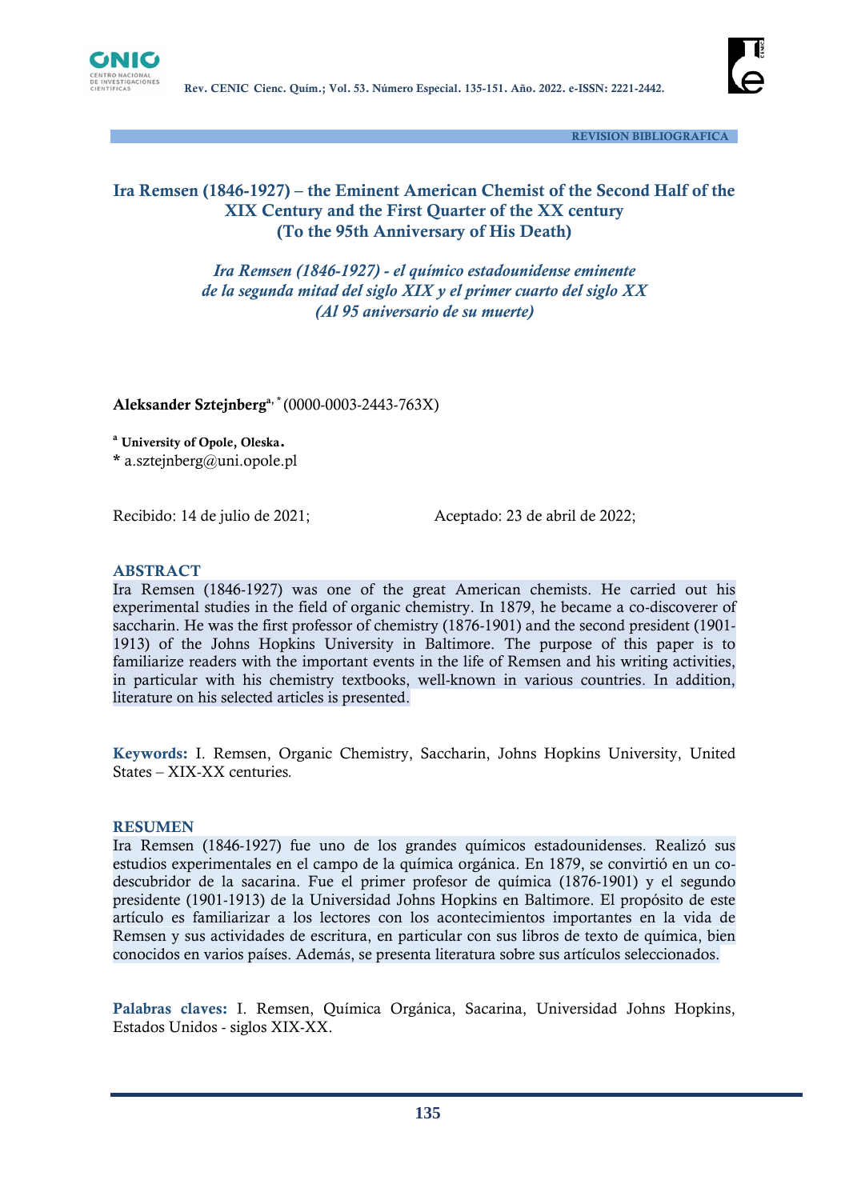REVISION BIBLIOGRAFICA

# Ira Remsen (1846-1927) – the Eminent American Chemist of the Second Half of the XIX Century and the First Quarter of the XX century (To the 95th Anniversary of His Death)

## *Ira Remsen (1846-1927) - el químico estadounidense eminente de la segunda mitad del siglo XIX y el primer cuarto del siglo XX (Al 95 aniversario de su muerte)*

**Aleksander Sztejnberg**[a,*] (0000-0003-2443-763X)

[a] **University of Opole, Oleska.**

\* a.sztejnberg@uni.opole.pl

Recibido: 14 de julio de 2021; Aceptado: 23 de abril de 2022;

## ABSTRACT

Ira Remsen (1846-1927) was one of the great American chemists. He carried out his experimental studies in the field of organic chemistry. In 1879, he became a co-discoverer of saccharin. He was the first professor of chemistry (1876-1901) and the second president (1901-1913) of the Johns Hopkins University in Baltimore. The purpose of this paper is to familiarize readers with the important events in the life of Remsen and his writing activities, in particular with his chemistry textbooks, well-known in various countries. In addition, literature on his selected articles is presented.

**Keywords:** I. Remsen, Organic Chemistry, Saccharin, Johns Hopkins University, United States – XIX-XX centuries.

## RESUMEN

Ira Remsen (1846-1927) fue uno de los grandes químicos estadounidenses. Realizó sus estudios experimentales en el campo de la química orgánica. En 1879, se convirtió en un co-descubridor de la sacarina. Fue el primer profesor de química (1876-1901) y el segundo presidente (1901-1913) de la Universidad Johns Hopkins en Baltimore. El propósito de este artículo es familiarizar a los lectores con los acontecimientos importantes en la vida de Remsen y sus actividades de escritura, en particular con sus libros de texto de química, bien conocidos en varios países. Además, se presenta literatura sobre sus artículos seleccionados.

**Palabras claves:** I. Remsen, Química Orgánica, Sacarina, Universidad Johns Hopkins, Estados Unidos - siglos XIX-XX.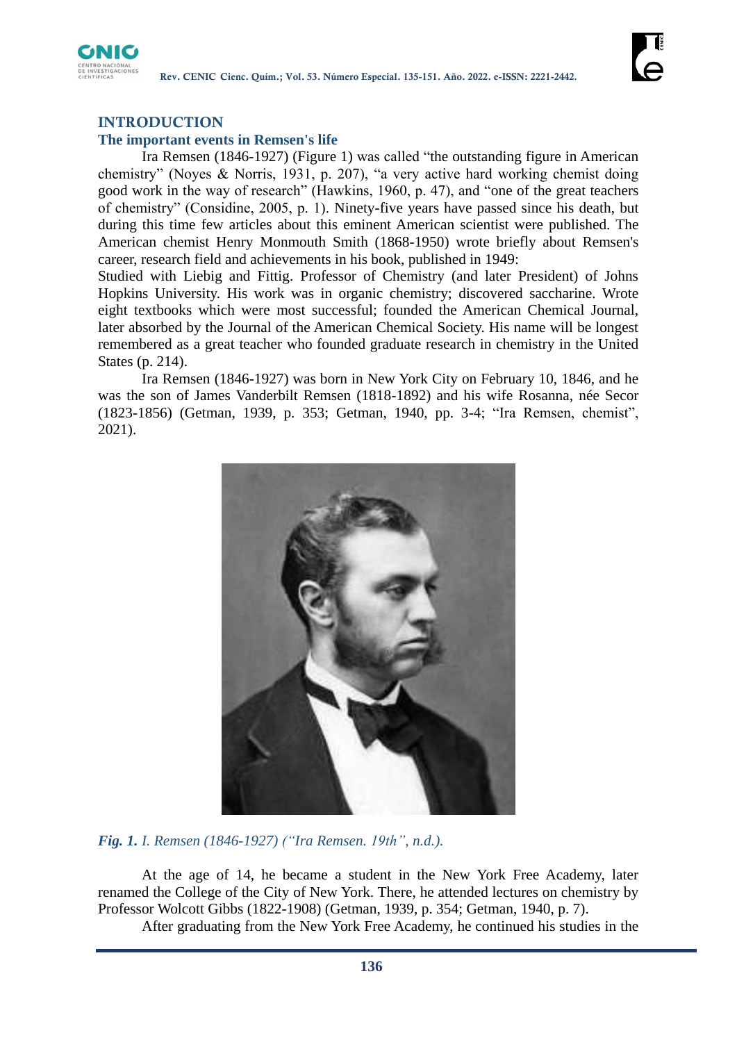## INTRODUCTION

### The important events in Remsen's life

Ira Remsen (1846-1927) (Figure 1) was called "the outstanding figure in American chemistry" (Noyes & Norris, 1931, p. 207), "a very active hard working chemist doing good work in the way of research" (Hawkins, 1960, p. 47), and "one of the great teachers of chemistry" (Considine, 2005, p. 1). Ninety-five years have passed since his death, but during this time few articles about this eminent American scientist were published. The American chemist Henry Monmouth Smith (1868-1950) wrote briefly about Remsen's career, research field and achievements in his book, published in 1949:

Studied with Liebig and Fittig. Professor of Chemistry (and later President) of Johns Hopkins University. His work was in organic chemistry; discovered saccharine. Wrote eight textbooks which were most successful; founded the American Chemical Journal, later absorbed by the Journal of the American Chemical Society. His name will be longest remembered as a great teacher who founded graduate research in chemistry in the United States (p. 214).

Ira Remsen (1846-1927) was born in New York City on February 10, 1846, and he was the son of James Vanderbilt Remsen (1818-1892) and his wife Rosanna, née Secor (1823-1856) (Getman, 1939, p. 353; Getman, 1940, pp. 3-4; "Ira Remsen, chemist", 2021).

*Fig. 1. I. Remsen (1846-1927) ("Ira Remsen. 19th", n.d.).*

At the age of 14, he became a student in the New York Free Academy, later renamed the College of the City of New York. There, he attended lectures on chemistry by Professor Wolcott Gibbs (1822-1908) (Getman, 1939, p. 354; Getman, 1940, p. 7).

After graduating from the New York Free Academy, he continued his studies in the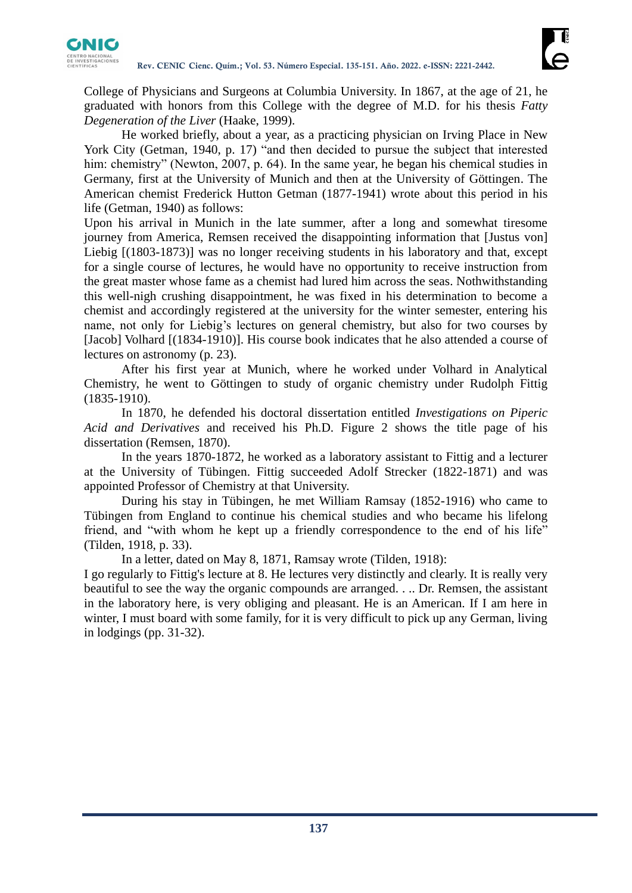College of Physicians and Surgeons at Columbia University. In 1867, at the age of 21, he graduated with honors from this College with the degree of M.D. for his thesis *Fatty Degeneration of the Liver* (Haake, 1999).

He worked briefly, about a year, as a practicing physician on Irving Place in New York City (Getman, 1940, p. 17) "and then decided to pursue the subject that interested him: chemistry" (Newton, 2007, p. 64). In the same year, he began his chemical studies in Germany, first at the University of Munich and then at the University of Göttingen. The American chemist Frederick Hutton Getman (1877-1941) wrote about this period in his life (Getman, 1940) as follows:

Upon his arrival in Munich in the late summer, after a long and somewhat tiresome journey from America, Remsen received the disappointing information that [Justus von] Liebig [(1803-1873)] was no longer receiving students in his laboratory and that, except for a single course of lectures, he would have no opportunity to receive instruction from the great master whose fame as a chemist had lured him across the seas. Nothwithstanding this well-nigh crushing disappointment, he was fixed in his determination to become a chemist and accordingly registered at the university for the winter semester, entering his name, not only for Liebig's lectures on general chemistry, but also for two courses by [Jacob] Volhard [(1834-1910)]. His course book indicates that he also attended a course of lectures on astronomy (p. 23).

After his first year at Munich, where he worked under Volhard in Analytical Chemistry, he went to Göttingen to study of organic chemistry under Rudolph Fittig (1835-1910).

In 1870, he defended his doctoral dissertation entitled *Investigations on Piperic Acid and Derivatives* and received his Ph.D. Figure 2 shows the title page of his dissertation (Remsen, 1870).

In the years 1870-1872, he worked as a laboratory assistant to Fittig and a lecturer at the University of Tübingen. Fittig succeeded Adolf Strecker (1822-1871) and was appointed Professor of Chemistry at that University.

During his stay in Tübingen, he met William Ramsay (1852-1916) who came to Tübingen from England to continue his chemical studies and who became his lifelong friend, and "with whom he kept up a friendly correspondence to the end of his life" (Tilden, 1918, p. 33).

In a letter, dated on May 8, 1871, Ramsay wrote (Tilden, 1918):

I go regularly to Fittig's lecture at 8. He lectures very distinctly and clearly. It is really very beautiful to see the way the organic compounds are arranged. . .. Dr. Remsen, the assistant in the laboratory here, is very obliging and pleasant. He is an American. If I am here in winter, I must board with some family, for it is very difficult to pick up any German, living in lodgings (pp. 31-32).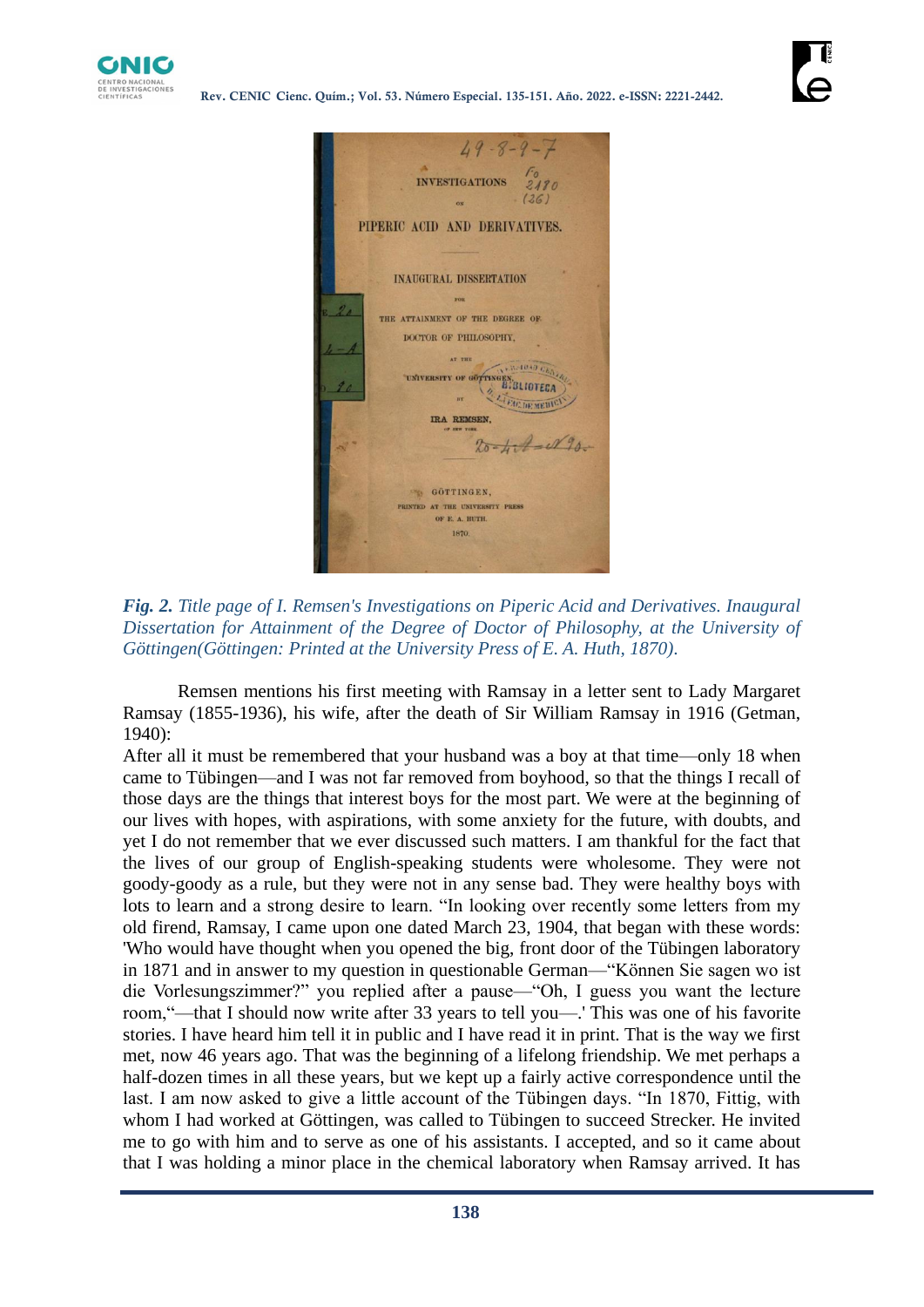*Fig. 2.* *Title page of I. Remsen's Investigations on Piperic Acid and Derivatives. Inaugural Dissertation for Attainment of the Degree of Doctor of Philosophy, at the University of Göttingen(Göttingen: Printed at the University Press of E. A. Huth, 1870).*

Remsen mentions his first meeting with Ramsay in a letter sent to Lady Margaret Ramsay (1855-1936), his wife, after the death of Sir William Ramsay in 1916 (Getman, 1940):

After all it must be remembered that your husband was a boy at that time—only 18 when came to Tübingen—and I was not far removed from boyhood, so that the things I recall of those days are the things that interest boys for the most part. We were at the beginning of our lives with hopes, with aspirations, with some anxiety for the future, with doubts, and yet I do not remember that we ever discussed such matters. I am thankful for the fact that the lives of our group of English-speaking students were wholesome. They were not goody-goody as a rule, but they were not in any sense bad. They were healthy boys with lots to learn and a strong desire to learn. "In looking over recently some letters from my old firend, Ramsay, I came upon one dated March 23, 1904, that began with these words: 'Who would have thought when you opened the big, front door of the Tübingen laboratory in 1871 and in answer to my question in questionable German—"Können Sie sagen wo ist die Vorlesungszimmer?" you replied after a pause—"Oh, I guess you want the lecture room,"—that I should now write after 33 years to tell you—.' This was one of his favorite stories. I have heard him tell it in public and I have read it in print. That is the way we first met, now 46 years ago. That was the beginning of a lifelong friendship. We met perhaps a half-dozen times in all these years, but we kept up a fairly active correspondence until the last. I am now asked to give a little account of the Tübingen days. "In 1870, Fittig, with whom I had worked at Göttingen, was called to Tübingen to succeed Strecker. He invited me to go with him and to serve as one of his assistants. I accepted, and so it came about that I was holding a minor place in the chemical laboratory when Ramsay arrived. It has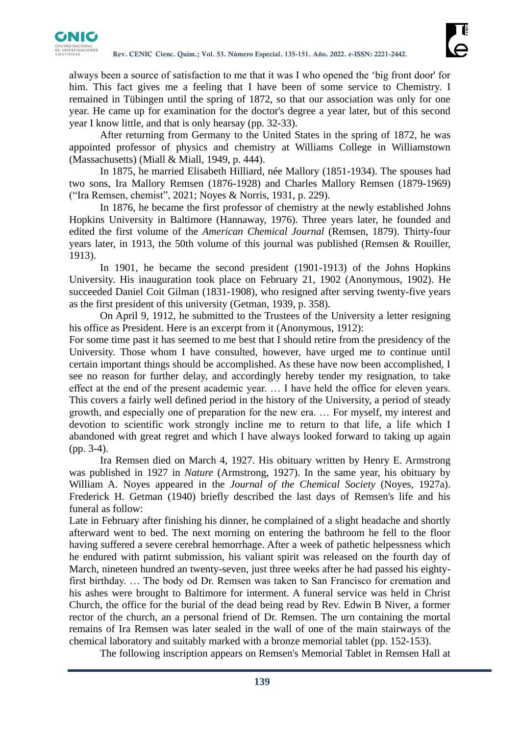always been a source of satisfaction to me that it was I who opened the 'big front door' for him. This fact gives me a feeling that I have been of some service to Chemistry. I remained in Tübingen until the spring of 1872, so that our association was only for one year. He came up for examination for the doctor's degree a year later, but of this second year I know little, and that is only hearsay (pp. 32-33).

After returning from Germany to the United States in the spring of 1872, he was appointed professor of physics and chemistry at Williams College in Williamstown (Massachusetts) (Miall & Miall, 1949, p. 444).

In 1875, he married Elisabeth Hilliard, née Mallory (1851-1934). The spouses had two sons, Ira Mallory Remsen (1876-1928) and Charles Mallory Remsen (1879-1969) ("Ira Remsen, chemist", 2021; Noyes & Norris, 1931, p. 229).

In 1876, he became the first professor of chemistry at the newly established Johns Hopkins University in Baltimore (Hannaway, 1976). Three years later, he founded and edited the first volume of the *American Chemical Journal* (Remsen, 1879). Thirty-four years later, in 1913, the 50th volume of this journal was published (Remsen & Rouiller, 1913).

In 1901, he became the second president (1901-1913) of the Johns Hopkins University. His inauguration took place on February 21, 1902 (Anonymous, 1902). He succeeded Daniel Coit Gilman (1831-1908), who resigned after serving twenty-five years as the first president of this university (Getman, 1939, p. 358).

On April 9, 1912, he submitted to the Trustees of the University a letter resigning his office as President. Here is an excerpt from it (Anonymous, 1912):

For some time past it has seemed to me best that I should retire from the presidency of the University. Those whom I have consulted, however, have urged me to continue until certain important things should be accomplished. As these have now been accomplished, I see no reason for further delay, and accordingly hereby tender my resignation, to take effect at the end of the present academic year. … I have held the office for eleven years. This covers a fairly well defined period in the history of the University, a period of steady growth, and especially one of preparation for the new era. … For myself, my interest and devotion to scientific work strongly incline me to return to that life, a life which I abandoned with great regret and which I have always looked forward to taking up again (pp. 3-4).

Ira Remsen died on March 4, 1927. His obituary written by Henry E. Armstrong was published in 1927 in *Nature* (Armstrong, 1927). In the same year, his obituary by William A. Noyes appeared in the *Journal of the Chemical Society* (Noyes, 1927a). Frederick H. Getman (1940) briefly described the last days of Remsen's life and his funeral as follow:

Late in February after finishing his dinner, he complained of a slight headache and shortly afterward went to bed. The next morning on entering the bathroom he fell to the floor having suffered a severe cerebral hemorrhage. After a week of pathetic helpessness which he endured with patirnt submission, his valiant spirit was released on the fourth day of March, nineteen hundred an twenty-seven, just three weeks after he had passed his eighty-first birthday. … The body od Dr. Remsen was taken to San Francisco for cremation and his ashes were brought to Baltimore for interment. A funeral service was held in Christ Church, the office for the burial of the dead being read by Rev. Edwin B Niver, a former rector of the church, an a personal friend of Dr. Remsen. The urn containing the mortal remains of Ira Remsen was later sealed in the wall of one of the main stairways of the chemical laboratory and suitably marked with a bronze memorial tablet (pp. 152-153).

The following inscription appears on Remsen's Memorial Tablet in Remsen Hall at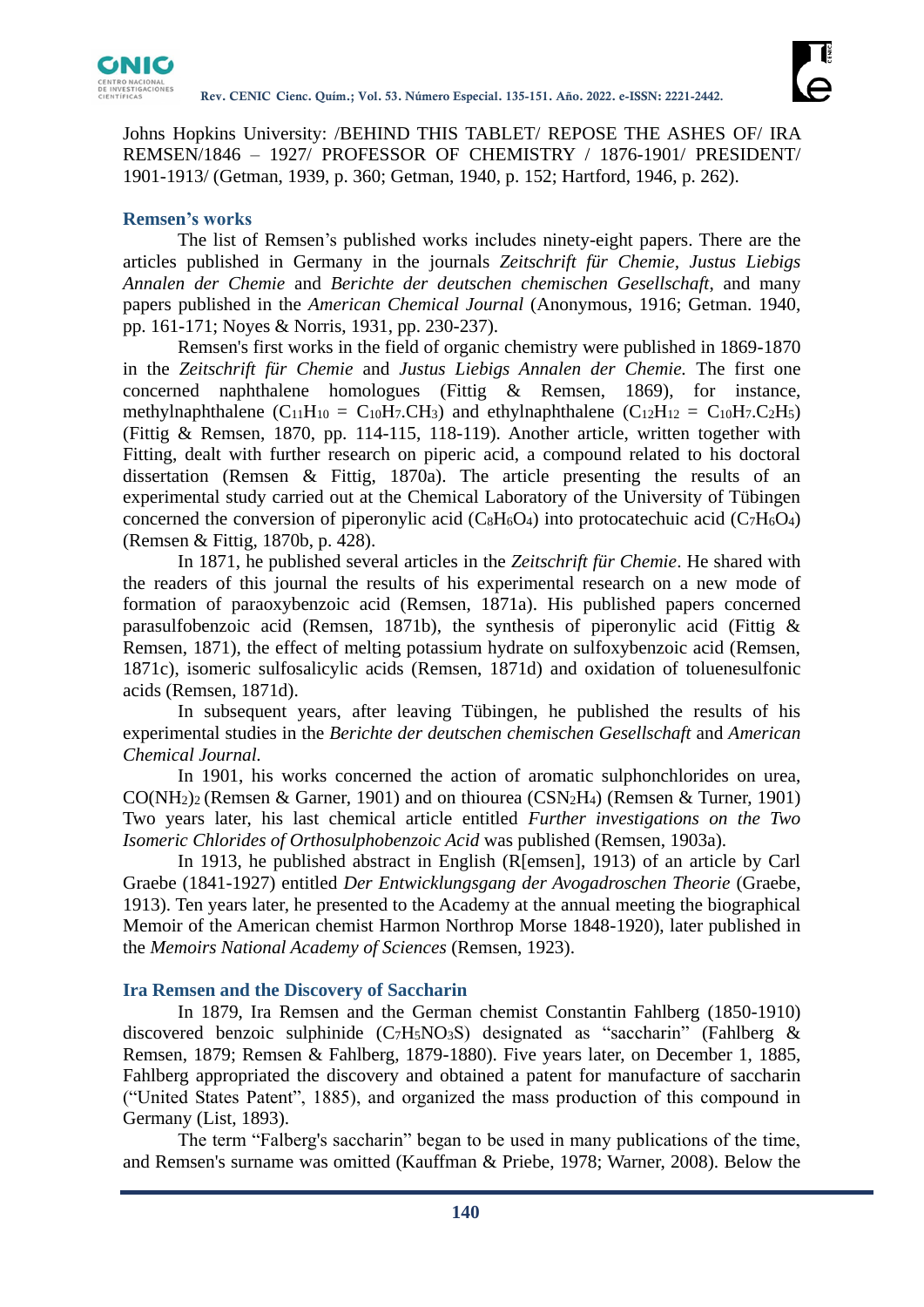Johns Hopkins University: /BEHIND THIS TABLET/ REPOSE THE ASHES OF/ IRA REMSEN/1846 – 1927/ PROFESSOR OF CHEMISTRY / 1876-1901/ PRESIDENT/ 1901-1913/ (Getman, 1939, p. 360; Getman, 1940, p. 152; Hartford, 1946, p. 262).

## Remsen's works

The list of Remsen's published works includes ninety-eight papers. There are the articles published in Germany in the journals *Zeitschrift für Chemie*, *Justus Liebigs Annalen der Chemie* and *Berichte der deutschen chemischen Gesellschaft*, and many papers published in the *American Chemical Journal* (Anonymous, 1916; Getman. 1940, pp. 161-171; Noyes & Norris, 1931, pp. 230-237).

Remsen's first works in the field of organic chemistry were published in 1869-1870 in the *Zeitschrift für Chemie* and *Justus Liebigs Annalen der Chemie.* The first one concerned naphthalene homologues (Fittig & Remsen, 1869), for instance, methylnaphthalene ($C_{11}H_{10}$ = $C_{10}H_7.CH_3$) and ethylnaphthalene ($C_{12}H_{12}$ = $C_{10}H_7.C_2H_5$) (Fittig & Remsen, 1870, pp. 114-115, 118-119). Another article, written together with Fitting, dealt with further research on piperic acid, a compound related to his doctoral dissertation (Remsen & Fittig, 1870a). The article presenting the results of an experimental study carried out at the Chemical Laboratory of the University of Tübingen concerned the conversion of piperonylic acid ($C_8H_6O_4$) into protocatechuic acid ($C_7H_6O_4$) (Remsen & Fittig, 1870b, p. 428).

In 1871, he published several articles in the *Zeitschrift für Chemie*. He shared with the readers of this journal the results of his experimental research on a new mode of formation of paraoxybenzoic acid (Remsen, 1871a). His published papers concerned parasulfobenzoic acid (Remsen, 1871b), the synthesis of piperonylic acid (Fittig & Remsen, 1871), the effect of melting potassium hydrate on sulfoxybenzoic acid (Remsen, 1871c), isomeric sulfosalicylic acids (Remsen, 1871d) and oxidation of toluenesulfonic acids (Remsen, 1871d).

In subsequent years, after leaving Tübingen, he published the results of his experimental studies in the *Berichte der deutschen chemischen Gesellschaft* and *American Chemical Journal.*

In 1901, his works concerned the action of aromatic sulphonchlorides on urea, $CO(NH_2)_2$ (Remsen & Garner, 1901) and on thiourea ($CSN_2H_4$) (Remsen & Turner, 1901) Two years later, his last chemical article entitled *Further investigations on the Two Isomeric Chlorides of Orthosulphobenzoic Acid* was published (Remsen, 1903a).

In 1913, he published abstract in English (R[emsen], 1913) of an article by Carl Graebe (1841-1927) entitled *Der Entwicklungsgang der Avogadroschen Theorie* (Graebe, 1913). Ten years later, he presented to the Academy at the annual meeting the biographical Memoir of the American chemist Harmon Northrop Morse 1848-1920), later published in the *Memoirs National Academy of Sciences* (Remsen, 1923).

## Ira Remsen and the Discovery of Saccharin

In 1879, Ira Remsen and the German chemist Constantin Fahlberg (1850-1910) discovered benzoic sulphinide ($C_7H_5NO_3S$) designated as "saccharin" (Fahlberg & Remsen, 1879; Remsen & Fahlberg, 1879-1880). Five years later, on December 1, 1885, Fahlberg appropriated the discovery and obtained a patent for manufacture of saccharin ("United States Patent", 1885), and organized the mass production of this compound in Germany (List, 1893).

The term "Falberg's saccharin" began to be used in many publications of the time, and Remsen's surname was omitted (Kauffman & Priebe, 1978; Warner, 2008). Below the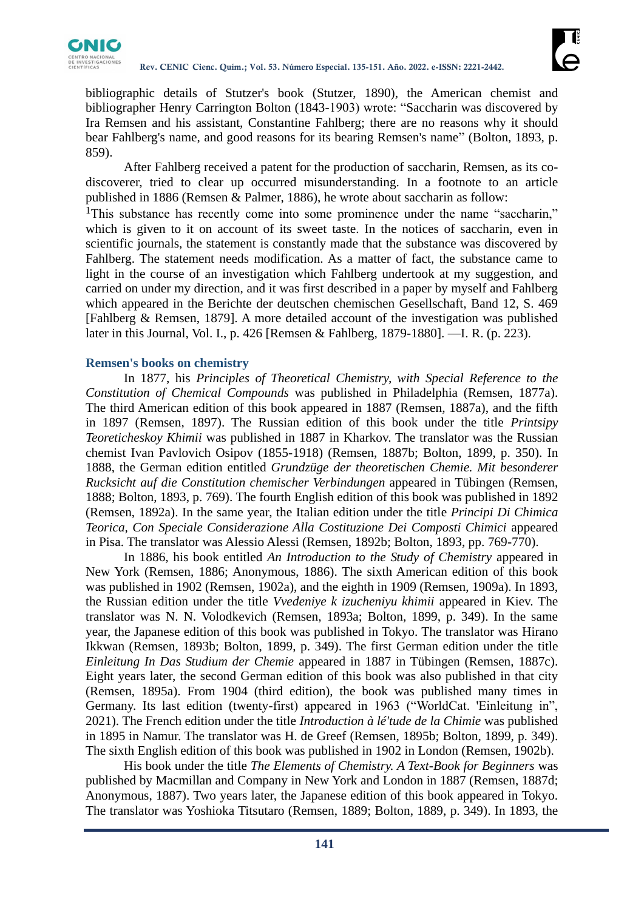bibliographic details of Stutzer's book (Stutzer, 1890), the American chemist and bibliographer Henry Carrington Bolton (1843-1903) wrote: "Saccharin was discovered by Ira Remsen and his assistant, Constantine Fahlberg; there are no reasons why it should bear Fahlberg's name, and good reasons for its bearing Remsen's name" (Bolton, 1893, p. 859).

After Fahlberg received a patent for the production of saccharin, Remsen, as its co-discoverer, tried to clear up occurred misunderstanding. In a footnote to an article published in 1886 (Remsen & Palmer, 1886), he wrote about saccharin as follow:

[1]This substance has recently come into some prominence under the name "saccharin," which is given to it on account of its sweet taste. In the notices of saccharin, even in scientific journals, the statement is constantly made that the substance was discovered by Fahlberg. The statement needs modification. As a matter of fact, the substance came to light in the course of an investigation which Fahlberg undertook at my suggestion, and carried on under my direction, and it was first described in a paper by myself and Fahlberg which appeared in the Berichte der deutschen chemischen Gesellschaft, Band 12, S. 469 [Fahlberg & Remsen, 1879]. A more detailed account of the investigation was published later in this Journal, Vol. I., p. 426 [Remsen & Fahlberg, 1879-1880]. —I. R. (p. 223).

## Remsen's books on chemistry

In 1877, his *Principles of Theoretical Chemistry, with Special Reference to the Constitution of Chemical Compounds* was published in Philadelphia (Remsen, 1877a). The third American edition of this book appeared in 1887 (Remsen, 1887a), and the fifth in 1897 (Remsen, 1897). The Russian edition of this book under the title *Printsipy Teoreticheskoy Khimii* was published in 1887 in Kharkov. The translator was the Russian chemist Ivan Pavlovich Osipov (1855-1918) (Remsen, 1887b; Bolton, 1899, p. 350). In 1888, the German edition entitled *Grundzüge der theoretischen Chemie. Mit besonderer Rucksicht auf die Constitution chemischer Verbindungen* appeared in Tübingen (Remsen, 1888; Bolton, 1893, p. 769). The fourth English edition of this book was published in 1892 (Remsen, 1892a). In the same year, the Italian edition under the title *Principi Di Chimica Teorica, Con Speciale Considerazione Alla Costituzione Dei Composti Chimici* appeared in Pisa. The translator was Alessio Alessi (Remsen, 1892b; Bolton, 1893, pp. 769-770).

In 1886, his book entitled *An Introduction to the Study of Chemistry* appeared in New York (Remsen, 1886; Anonymous, 1886). The sixth American edition of this book was published in 1902 (Remsen, 1902a), and the eighth in 1909 (Remsen, 1909a). In 1893, the Russian edition under the title *Vvedeniye k izucheniyu khimii* appeared in Kiev. The translator was N. N. Volodkevich (Remsen, 1893a; Bolton, 1899, p. 349). In the same year, the Japanese edition of this book was published in Tokyo. The translator was Hirano Ikkwan (Remsen, 1893b; Bolton, 1899, p. 349). The first German edition under the title *Einleitung In Das Studium der Chemie* appeared in 1887 in Tübingen (Remsen, 1887c). Eight years later, the second German edition of this book was also published in that city (Remsen, 1895a). From 1904 (third edition), the book was published many times in Germany. Its last edition (twenty-first) appeared in 1963 ("WorldCat. 'Einleitung in", 2021). The French edition under the title *Introduction à lé'tude de la Chimie* was published in 1895 in Namur. The translator was H. de Greef (Remsen, 1895b; Bolton, 1899, p. 349). The sixth English edition of this book was published in 1902 in London (Remsen, 1902b).

His book under the title *The Elements of Chemistry. A Text-Book for Beginners* was published by Macmillan and Company in New York and London in 1887 (Remsen, 1887d; Anonymous, 1887). Two years later, the Japanese edition of this book appeared in Tokyo. The translator was Yoshioka Titsutaro (Remsen, 1889; Bolton, 1889, p. 349). In 1893, the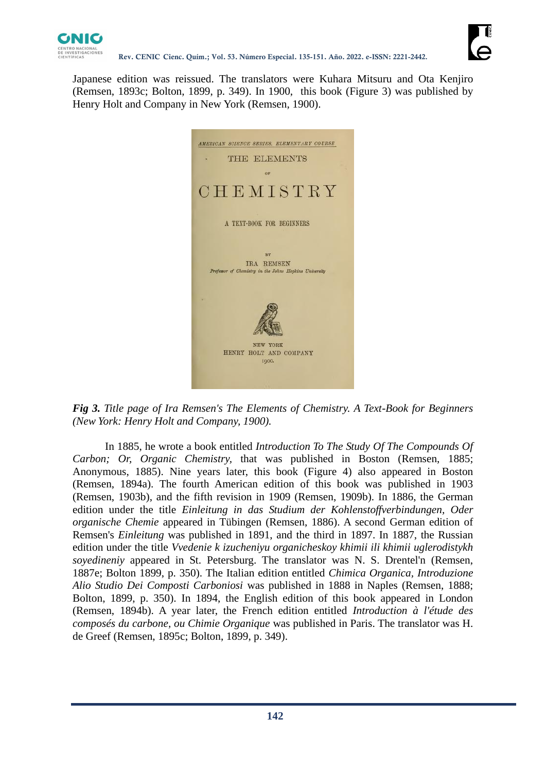Japanese edition was reissued. The translators were Kuhara Mitsuru and Ota Kenjiro (Remsen, 1893c; Bolton, 1899, p. 349). In 1900, this book (Figure 3) was published by Henry Holt and Company in New York (Remsen, 1900).

***Fig 3.*** *Title page of Ira Remsen's The Elements of Chemistry. A Text-Book for Beginners (New York: Henry Holt and Company, 1900).*

In 1885, he wrote a book entitled *Introduction To The Study Of The Compounds Of Carbon; Or, Organic Chemistry,* that was published in Boston (Remsen, 1885; Anonymous, 1885). Nine years later, this book (Figure 4) also appeared in Boston (Remsen, 1894a). The fourth American edition of this book was published in 1903 (Remsen, 1903b), and the fifth revision in 1909 (Remsen, 1909b). In 1886, the German edition under the title *Einleitung in das Studium der Kohlenstoffverbindungen, Oder organische Chemie* appeared in Tübingen (Remsen, 1886). A second German edition of Remsen's *Einleitung* was published in 1891, and the third in 1897. In 1887, the Russian edition under the title *Vvedenie k izucheniyu organicheskoy khimii ili khimii uglerodistykh soyedineniy* appeared in St. Petersburg. The translator was N. S. Drentel'n (Remsen, 1887e; Bolton 1899, p. 350). The Italian edition entitled *Chimica Organica, Introduzione Alio Studio Dei Composti Carboniosi* was published in 1888 in Naples (Remsen, 1888; Bolton, 1899, p. 350). In 1894, the English edition of this book appeared in London (Remsen, 1894b). A year later, the French edition entitled *Introduction à l'étude des composés du carbone, ou Chimie Organique* was published in Paris. The translator was H. de Greef (Remsen, 1895c; Bolton, 1899, p. 349).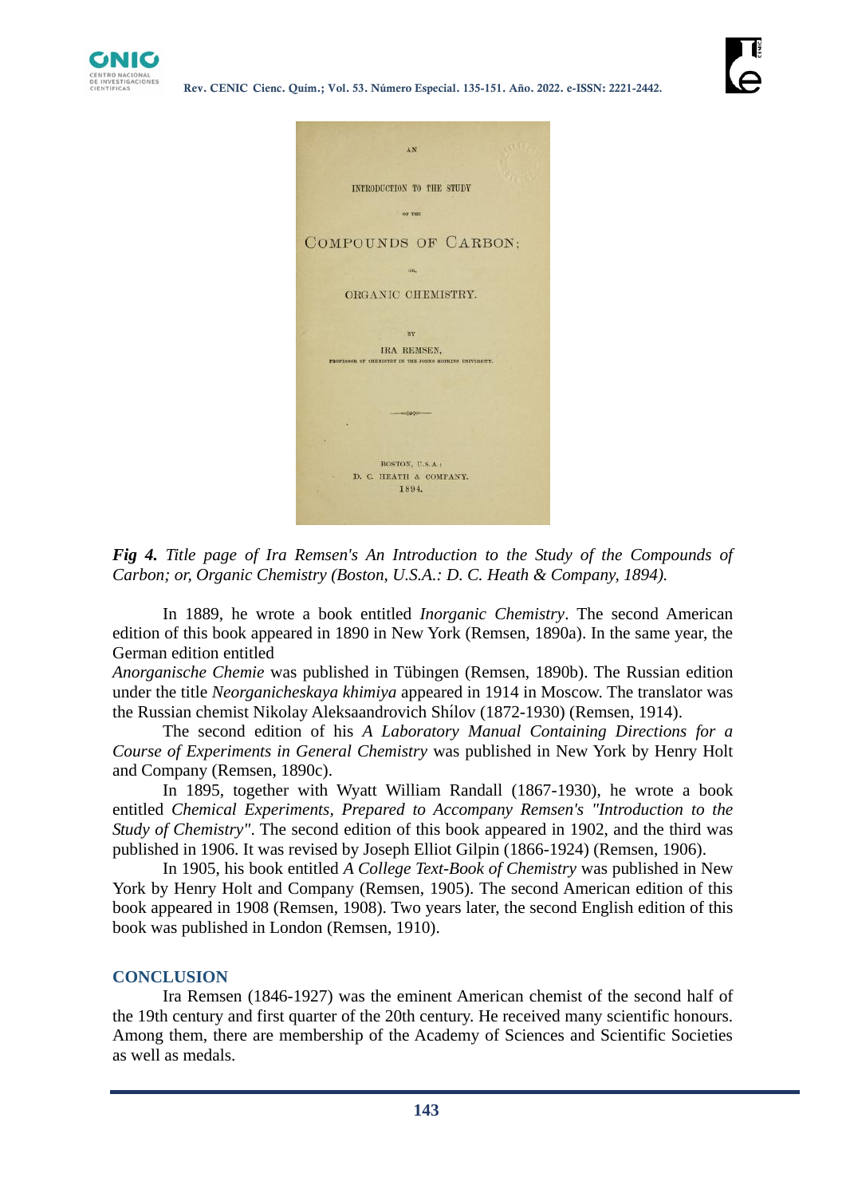*Fig 4. Title page of Ira Remsen's An Introduction to the Study of the Compounds of Carbon; or, Organic Chemistry (Boston, U.S.A.: D. C. Heath & Company, 1894).*

In 1889, he wrote a book entitled *Inorganic Chemistry*. The second American edition of this book appeared in 1890 in New York (Remsen, 1890a). In the same year, the German edition entitled *Anorganische Chemie* was published in Tübingen (Remsen, 1890b). The Russian edition under the title *Neorganicheskaya khimiya* appeared in 1914 in Moscow. The translator was the Russian chemist Nikolay Aleksaandrovich Shílov (1872-1930) (Remsen, 1914).

The second edition of his *A Laboratory Manual Containing Directions for a Course of Experiments in General Chemistry* was published in New York by Henry Holt and Company (Remsen, 1890c).

In 1895, together with Wyatt William Randall (1867-1930), he wrote a book entitled *Chemical Experiments, Prepared to Accompany Remsen's "Introduction to the Study of Chemistry"*. The second edition of this book appeared in 1902, and the third was published in 1906. It was revised by Joseph Elliot Gilpin (1866-1924) (Remsen, 1906).

In 1905, his book entitled *A College Text-Book of Chemistry* was published in New York by Henry Holt and Company (Remsen, 1905). The second American edition of this book appeared in 1908 (Remsen, 1908). Two years later, the second English edition of this book was published in London (Remsen, 1910).

## CONCLUSION

Ira Remsen (1846-1927) was the eminent American chemist of the second half of the 19th century and first quarter of the 20th century. He received many scientific honours. Among them, there are membership of the Academy of Sciences and Scientific Societies as well as medals.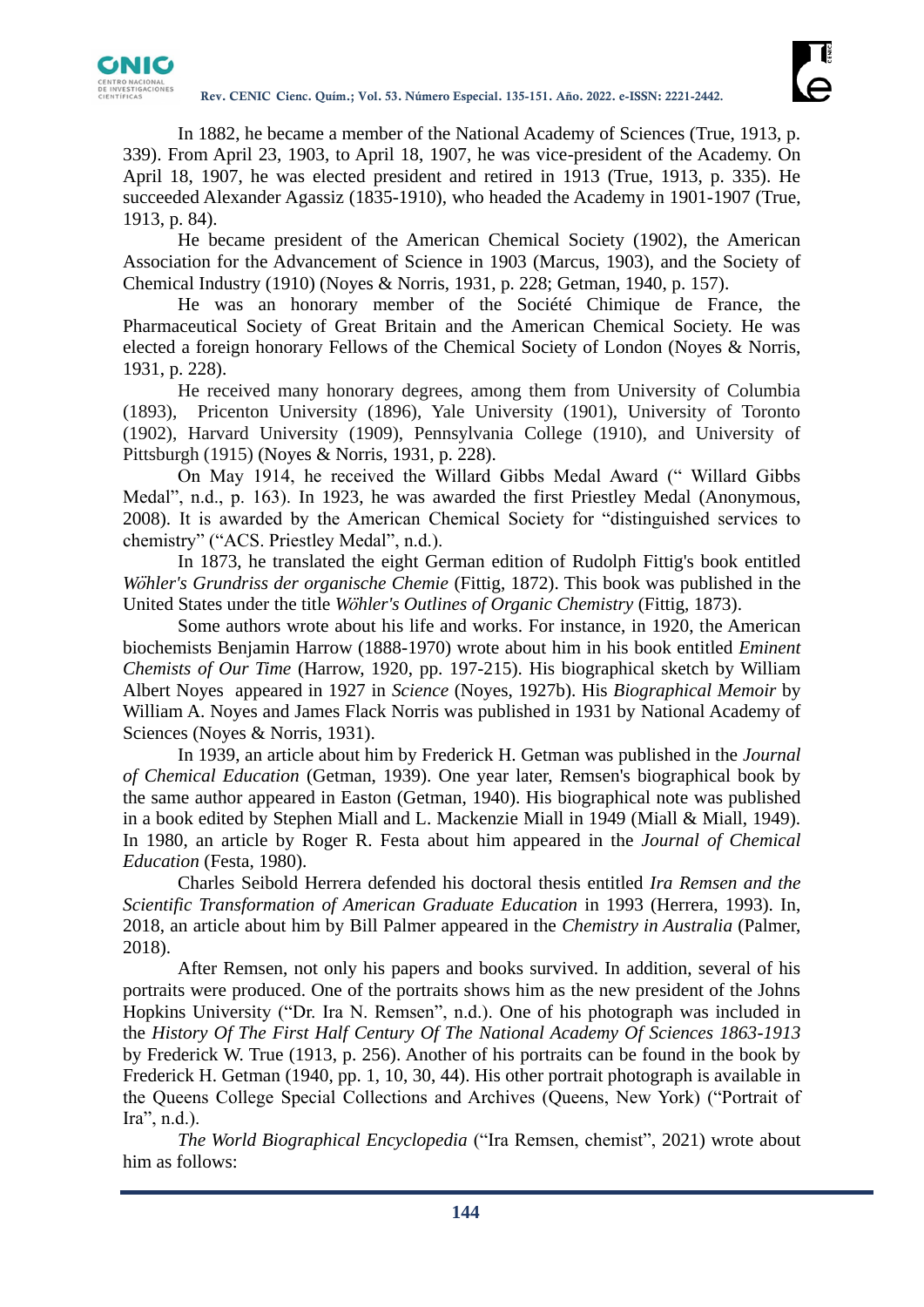In 1882, he became a member of the National Academy of Sciences (True, 1913, p. 339). From April 23, 1903, to April 18, 1907, he was vice-president of the Academy. On April 18, 1907, he was elected president and retired in 1913 (True, 1913, p. 335). He succeeded Alexander Agassiz (1835-1910), who headed the Academy in 1901-1907 (True, 1913, p. 84).

He became president of the American Chemical Society (1902), the American Association for the Advancement of Science in 1903 (Marcus, 1903), and the Society of Chemical Industry (1910) (Noyes & Norris, 1931, p. 228; Getman, 1940, p. 157).

He was an honorary member of the Société Chimique de France, the Pharmaceutical Society of Great Britain and the American Chemical Society. He was elected a foreign honorary Fellows of the Chemical Society of London (Noyes & Norris, 1931, p. 228).

He received many honorary degrees, among them from University of Columbia (1893), Pricenton University (1896), Yale University (1901), University of Toronto (1902), Harvard University (1909), Pennsylvania College (1910), and University of Pittsburgh (1915) (Noyes & Norris, 1931, p. 228).

On May 1914, he received the Willard Gibbs Medal Award (" Willard Gibbs Medal", n.d., p. 163). In 1923, he was awarded the first Priestley Medal (Anonymous, 2008). It is awarded by the American Chemical Society for "distinguished services to chemistry" ("ACS. Priestley Medal", n.d.).

In 1873, he translated the eight German edition of Rudolph Fittig's book entitled *Wöhler's Grundriss der organische Chemie* (Fittig, 1872). This book was published in the United States under the title *Wöhler's Outlines of Organic Chemistry* (Fittig, 1873).

Some authors wrote about his life and works. For instance, in 1920, the American biochemists Benjamin Harrow (1888-1970) wrote about him in his book entitled *Eminent Chemists of Our Time* (Harrow, 1920, pp. 197-215). His biographical sketch by William Albert Noyes appeared in 1927 in *Science* (Noyes, 1927b). His *Biographical Memoir* by William A. Noyes and James Flack Norris was published in 1931 by National Academy of Sciences (Noyes & Norris, 1931).

In 1939, an article about him by Frederick H. Getman was published in the *Journal of Chemical Education* (Getman, 1939). One year later, Remsen's biographical book by the same author appeared in Easton (Getman, 1940). His biographical note was published in a book edited by Stephen Miall and L. Mackenzie Miall in 1949 (Miall & Miall, 1949). In 1980, an article by Roger R. Festa about him appeared in the *Journal of Chemical Education* (Festa, 1980).

Charles Seibold Herrera defended his doctoral thesis entitled *Ira Remsen and the Scientific Transformation of American Graduate Education* in 1993 (Herrera, 1993). In, 2018, an article about him by Bill Palmer appeared in the *Chemistry in Australia* (Palmer, 2018).

After Remsen, not only his papers and books survived. In addition, several of his portraits were produced. One of the portraits shows him as the new president of the Johns Hopkins University ("Dr. Ira N. Remsen", n.d.). One of his photograph was included in the *History Of The First Half Century Of The National Academy Of Sciences 1863-1913* by Frederick W. True (1913, p. 256). Another of his portraits can be found in the book by Frederick H. Getman (1940, pp. 1, 10, 30, 44). His other portrait photograph is available in the Queens College Special Collections and Archives (Queens, New York) ("Portrait of Ira", n.d.).

*The World Biographical Encyclopedia* ("Ira Remsen, chemist", 2021) wrote about him as follows: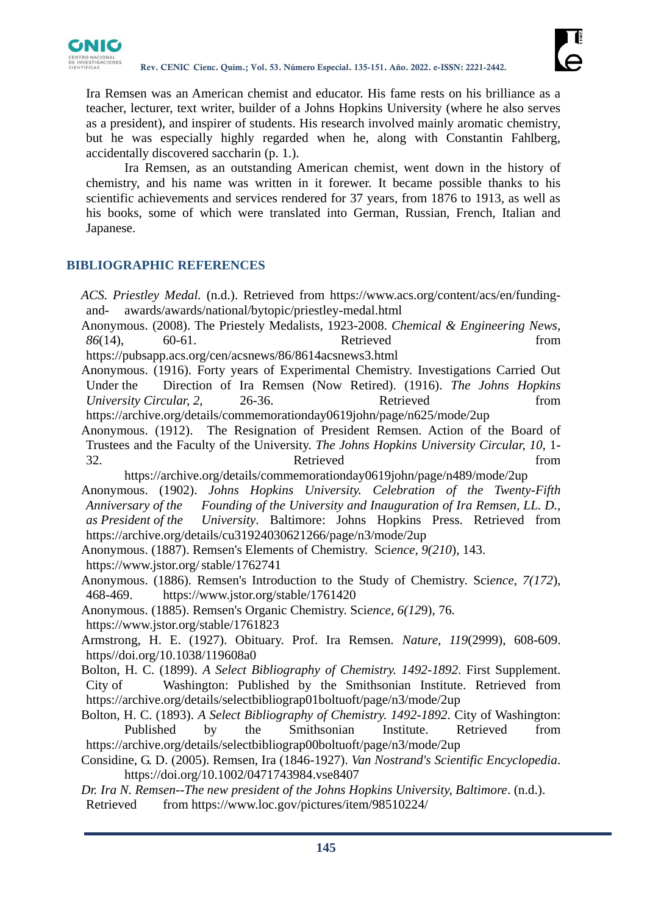Ira Remsen was an American chemist and educator. His fame rests on his brilliance as a teacher, lecturer, text writer, builder of a Johns Hopkins University (where he also serves as a president), and inspirer of students. His research involved mainly aromatic chemistry, but he was especially highly regarded when he, along with Constantin Fahlberg, accidentally discovered saccharin (p. 1.).

Ira Remsen, as an outstanding American chemist, went down in the history of chemistry, and his name was written in it forewer. It became possible thanks to his scientific achievements and services rendered for 37 years, from 1876 to 1913, as well as his books, some of which were translated into German, Russian, French, Italian and Japanese.

## BIBLIOGRAPHIC REFERENCES

*ACS. Priestley Medal.* (n.d.). Retrieved from https://www.acs.org/content/acs/en/funding-and- awards/awards/national/bytopic/priestley-medal.html

Anonymous. (2008). The Priestely Medalists, 1923-2008. *Chemical & Engineering News*, *86*(14), 60-61. Retrieved from https://pubsapp.acs.org/cen/acsnews/86/8614acsnews3.html

Anonymous. (1916). Forty years of Experimental Chemistry. Investigations Carried Out Under the Direction of Ira Remsen (Now Retired). (1916). *The Johns Hopkins University Circular, 2,* 26-36. Retrieved from https://archive.org/details/commemorationday0619john/page/n625/mode/2up

Anonymous. (1912). The Resignation of President Remsen. Action of the Board of Trustees and the Faculty of the University. *The Johns Hopkins University Circular, 10,* 1-32. Retrieved from https://archive.org/details/commemorationday0619john/page/n489/mode/2up

Anonymous. (1902). *Johns Hopkins University. Celebration of the Twenty-Fifth Anniversary of the Founding of the University and Inauguration of Ira Remsen, LL. D., as President of the University*. Baltimore: Johns Hopkins Press. Retrieved from https://archive.org/details/cu31924030621266/page/n3/mode/2up

Anonymous. (1887). Remsen's Elements of Chemistry. Sci*ence, 9(210*), 143. https://www.jstor.org/ stable/1762741

Anonymous. (1886). Remsen's Introduction to the Study of Chemistry. Sci*ence, 7(172*), 468-469. https://www.jstor.org/stable/1761420

Anonymous. (1885). Remsen's Organic Chemistry. Sci*ence, 6(12*9), 76. https://www.jstor.org/stable/1761823

Armstrong, H. E. (1927). Obituary. Prof. Ira Remsen. *Nature, 119*(2999), 608-609. https//doi.org/10.1038/119608a0

Bolton, H. C. (1899). *A Select Bibliography of Chemistry. 1492-1892*. First Supplement. City of Washington: Published by the Smithsonian Institute. Retrieved from https://archive.org/details/selectbibliograp01boltuoft/page/n3/mode/2up

Bolton, H. C. (1893). *A Select Bibliography of Chemistry. 1492-1892*. City of Washington: Published by the Smithsonian Institute. Retrieved from https://archive.org/details/selectbibliograp00boltuoft/page/n3/mode/2up

Considine, G. D. (2005). Remsen, Ira (1846-1927). *Van Nostrand's Scientific Encyclopedia*. https://doi.org/10.1002/0471743984.vse8407

*Dr. Ira N. Remsen--The new president of the Johns Hopkins University, Baltimore*. (n.d.). Retrieved from https://www.loc.gov/pictures/item/98510224/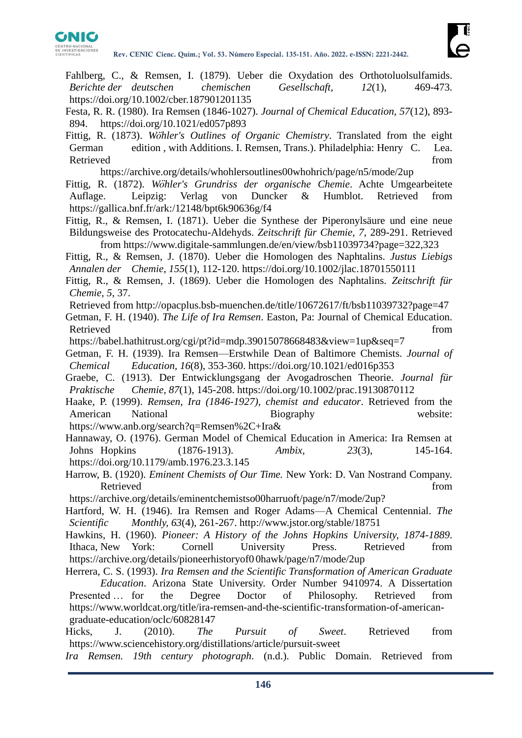Fahlberg, C., & Remsen, I. (1879). Ueber die Oxydation des Orthotoluolsulfamids. *Berichte der deutschen chemischen Gesellschaft, 12*(1), 469-473. https://doi.org/10.1002/cber.187901201135

Festa, R. R. (1980). Ira Remsen (1846-1027). *Journal of Chemical Education, 57*(12), 893-894. https://doi.org/10.1021/ed057p893

Fittig, R. (1873). *Wöhler's Outlines of Organic Chemistry*. Translated from the eight German edition , with Additions. I. Remsen, Trans.). Philadelphia: Henry C. Lea. Retrieved from https://archive.org/details/whohlersoutlines00whohrich/page/n5/mode/2up

Fittig, R. (1872). *Wöhler's Grundriss der organische Chemie*. Achte Umgearbeitete Auflage. Leipzig: Verlag von Duncker & Humblot. Retrieved from https://gallica.bnf.fr/ark:/12148/bpt6k90636g/f4

Fittig, R., & Remsen, I. (1871). Ueber die Synthese der Piperonylsäure und eine neue Bildungsweise des Protocatechu-Aldehyds. *Zeitschrift für Chemie, 7*, 289-291. Retrieved from https://www.digitale-sammlungen.de/en/view/bsb11039734?page=322,323

Fittig, R., & Remsen, J. (1870). Ueber die Homologen des Naphtalins. *Justus Liebigs Annalen der Chemie, 155*(1), 112-120. https://doi.org/10.1002/jlac.18701550111

Fittig, R., & Remsen, J. (1869). Ueber die Homologen des Naphtalins. *Zeitschrift für Chemie, 5*, 37.
Retrieved from http://opacplus.bsb-muenchen.de/title/10672617/ft/bsb11039732?page=47

Getman, F. H. (1940). *The Life of Ira Remsen*. Easton, Pa: Journal of Chemical Education. Retrieved from https://babel.hathitrust.org/cgi/pt?id=mdp.39015078668483&view=1up&seq=7

Getman, F. H. (1939). Ira Remsen—Erstwhile Dean of Baltimore Chemists. *Journal of Chemical Education, 16*(8), 353-360. https://doi.org/10.1021/ed016p353

Graebe, C. (1913). Der Entwicklungsgang der Avogadroschen Theorie. *Journal für Praktische Chemie, 87*(1), 145-208. https://doi.org/10.1002/prac.19130870112

Haake, P. (1999). *Remsen, Ira (1846-1927), chemist and educator*. Retrieved from the American National Biography website: https://www.anb.org/search?q=Remsen%2C+Ira&

Hannaway, O. (1976). German Model of Chemical Education in America: Ira Remsen at Johns Hopkins (1876-1913). *Ambix, 23*(3), 145-164. https://doi.org/10.1179/amb.1976.23.3.145

Harrow, B. (1920). *Eminent Chemists of Our Time.* New York: D. Van Nostrand Company. Retrieved from https://archive.org/details/eminentchemistso00harruoft/page/n7/mode/2up?

Hartford, W. H. (1946). Ira Remsen and Roger Adams—A Chemical Centennial. *The Scientific Monthly, 63*(4), 261-267. http://www.jstor.org/stable/18751

Hawkins, H. (1960). *Pioneer: A History of the Johns Hopkins University, 1874-1889.* Ithaca, New York: Cornell University Press. Retrieved from https://archive.org/details/pioneerhistoryof0 0hawk/page/n7/mode/2up

Herrera, C. S. (1993). *Ira Remsen and the Scientific Transformation of American Graduate Education*. Arizona State University. Order Number 9410974. A Dissertation Presented … for the Degree Doctor of Philosophy. Retrieved from https://www.worldcat.org/title/ira-remsen-and-the-scientific-transformation-of-american-graduate-education/oclc/60828147

Hicks, J. (2010). *The Pursuit of Sweet*. Retrieved from https://www.sciencehistory.org/distillations/article/pursuit-sweet

*Ira Remsen. 19th century photograph*. (n.d.). Public Domain. Retrieved from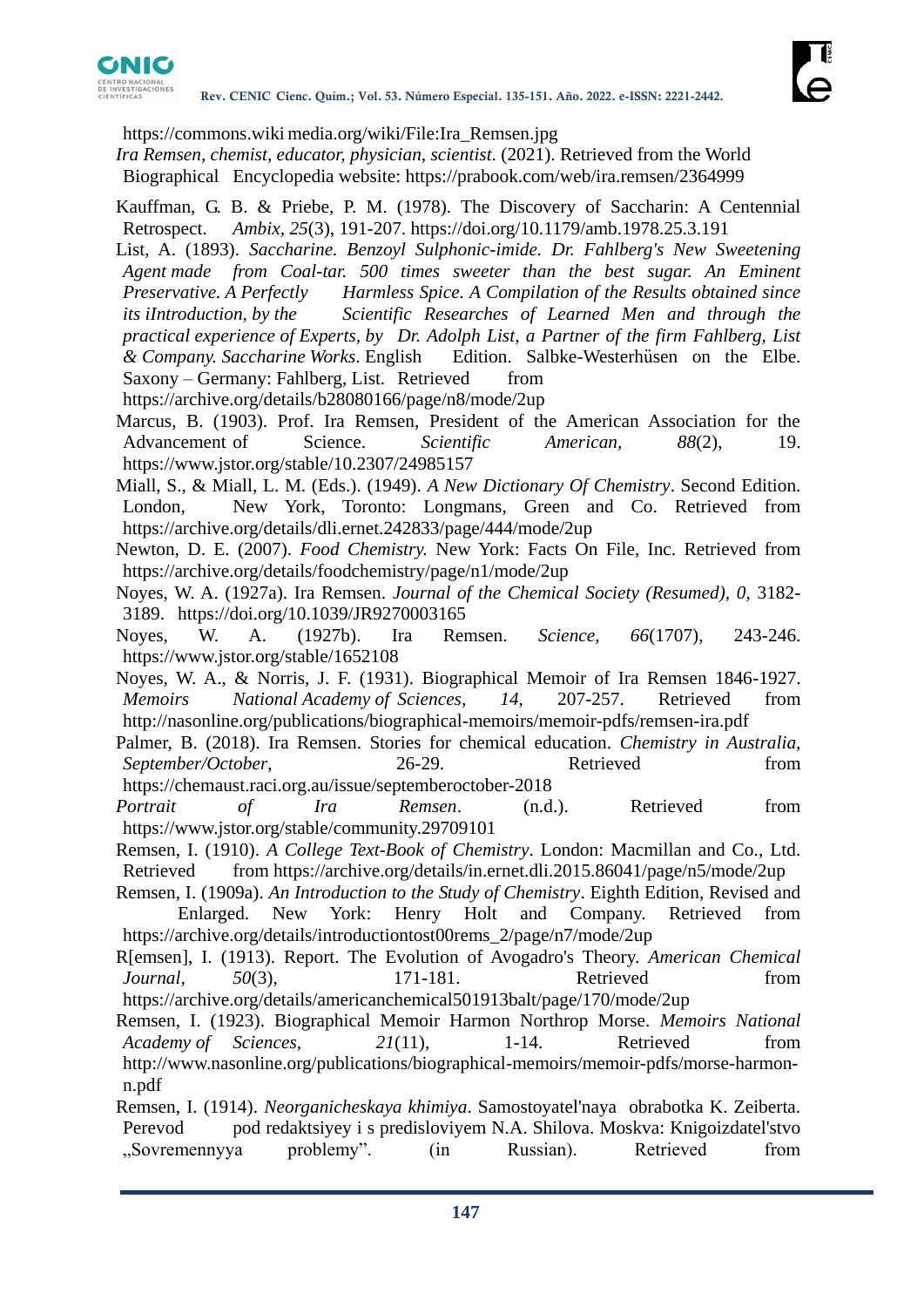https://commons.wiki media.org/wiki/File:Ira_Remsen.jpg

*Ira Remsen, chemist, educator, physician, scientist.* (2021). Retrieved from the World Biographical Encyclopedia website: https://prabook.com/web/ira.remsen/2364999

Kauffman, G. B. & Priebe, P. M. (1978). The Discovery of Saccharin: A Centennial Retrospect. *Ambix*, *25*(3), 191-207. https://doi.org/10.1179/amb.1978.25.3.191

List, A. (1893). *Saccharine. Benzoyl Sulphonic-imide. Dr. Fahlberg's New Sweetening Agent made from Coal-tar. 500 times sweeter than the best sugar. An Eminent Preservative. A Perfectly Harmless Spice. A Compilation of the Results obtained since its iIntroduction, by the Scientific Researches of Learned Men and through the practical experience of Experts, by Dr. Adolph List, a Partner of the firm Fahlberg, List & Company. Saccharine Works*. English Edition. Salbke-Westerhüsen on the Elbe. Saxony – Germany: Fahlberg, List. Retrieved from https://archive.org/details/b28080166/page/n8/mode/2up

Marcus, B. (1903). Prof. Ira Remsen, President of the American Association for the Advancement of Science. *Scientific American*, *88*(2), 19. https://www.jstor.org/stable/10.2307/24985157

Miall, S., & Miall, L. M. (Eds.). (1949). *A New Dictionary Of Chemistry*. Second Edition. London, New York, Toronto: Longmans, Green and Co. Retrieved from https://archive.org/details/dli.ernet.242833/page/444/mode/2up

Newton, D. E. (2007). *Food Chemistry.* New York: Facts On File, Inc. Retrieved from https://archive.org/details/foodchemistry/page/n1/mode/2up

Noyes, W. A. (1927a). Ira Remsen. *Journal of the Chemical Society (Resumed)*, *0*, 3182-3189. https://doi.org/10.1039/JR9270003165

Noyes, W. A. (1927b). Ira Remsen. *Science*, *66*(1707), 243-246. https://www.jstor.org/stable/1652108

Noyes, W. A., & Norris, J. F. (1931). Biographical Memoir of Ira Remsen 1846-1927. *Memoirs National Academy of Sciences*, *14*, 207-257. Retrieved from http://nasonline.org/publications/biographical-memoirs/memoir-pdfs/remsen-ira.pdf

Palmer, B. (2018). Ira Remsen. Stories for chemical education. *Chemistry in Australia, September/October*, 26-29. Retrieved from https://chemaust.raci.org.au/issue/septemberoctober-2018

*Portrait of Ira Remsen*. (n.d.). Retrieved from https://www.jstor.org/stable/community.29709101

Remsen, I. (1910). *A College Text-Book of Chemistry*. London: Macmillan and Co., Ltd. Retrieved from https://archive.org/details/in.ernet.dli.2015.86041/page/n5/mode/2up

Remsen, I. (1909a). *An Introduction to the Study of Chemistry*. Eighth Edition, Revised and Enlarged. New York: Henry Holt and Company. Retrieved from https://archive.org/details/introductiontost00rems_2/page/n7/mode/2up

R[emsen], I. (1913). Report. The Evolution of Avogadro's Theory. *American Chemical Journal*, *50*(3), 171-181. Retrieved from https://archive.org/details/americanchemical501913balt/page/170/mode/2up

Remsen, I. (1923). Biographical Memoir Harmon Northrop Morse. *Memoirs National Academy of Sciences*, *21*(11), 1-14. Retrieved from http://www.nasonline.org/publications/biographical-memoirs/memoir-pdfs/morse-harmon-n.pdf

Remsen, I. (1914). *Neorganicheskaya khimiya*. Samostoyatel'naya obrabotka K. Zeiberta. Perevod pod redaktsiyey i s predisloviyem N.A. Shilova. Moskva: Knigoizdatel'stvo „Sovremennyya problemy". (in Russian). Retrieved from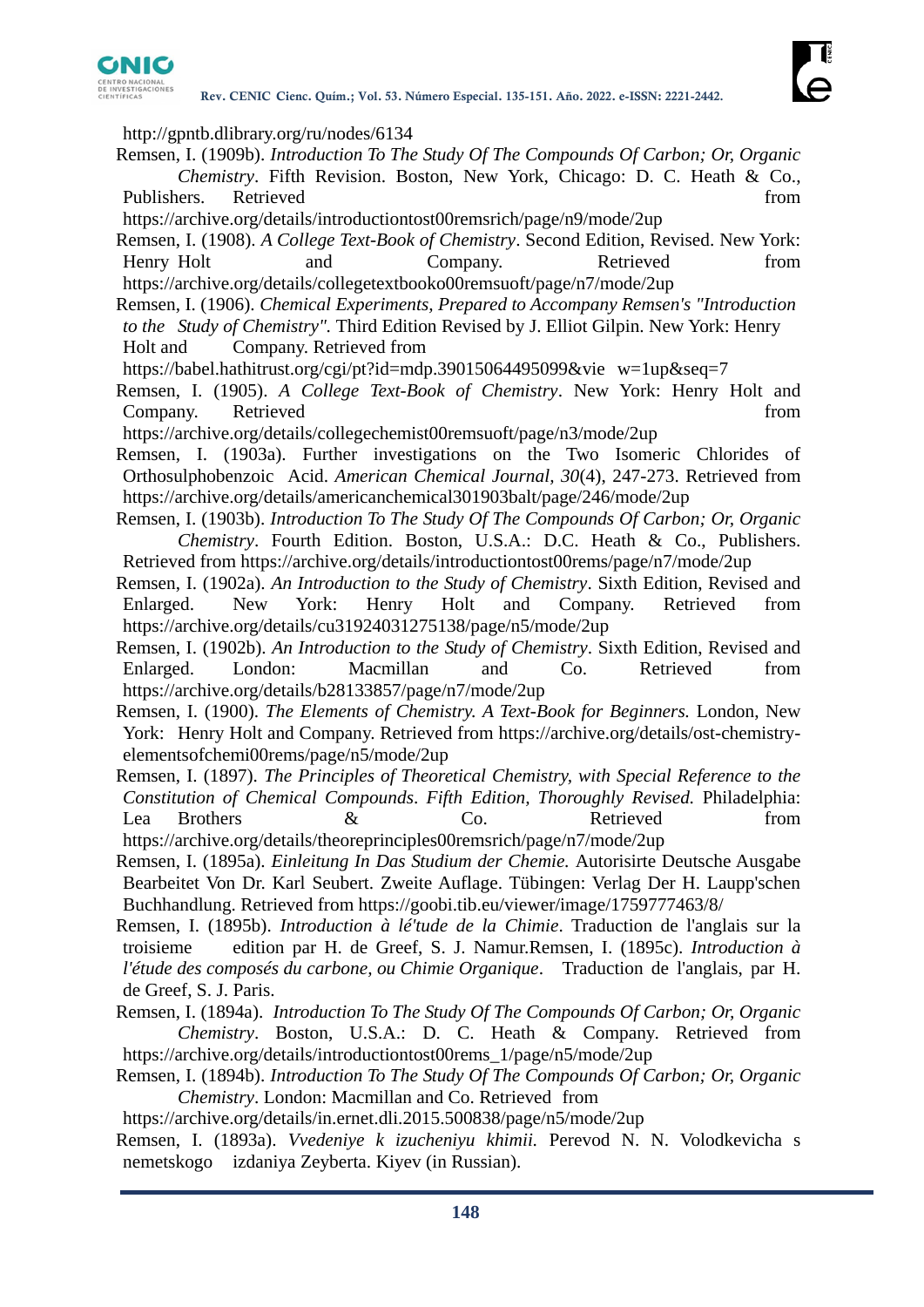http://gpntb.dlibrary.org/ru/nodes/6134

Remsen, I. (1909b). *Introduction To The Study Of The Compounds Of Carbon; Or, Organic Chemistry*. Fifth Revision. Boston, New York, Chicago: D. C. Heath & Co., Publishers. Retrieved from https://archive.org/details/introductiontost00remsrich/page/n9/mode/2up

Remsen, I. (1908). *A College Text-Book of Chemistry*. Second Edition, Revised. New York: Henry Holt and Company. Retrieved from https://archive.org/details/collegetextbooko00remsuoft/page/n7/mode/2up

Remsen, I. (1906). *Chemical Experiments, Prepared to Accompany Remsen's "Introduction to the Study of Chemistry"*. Third Edition Revised by J. Elliot Gilpin. New York: Henry Holt and Company. Retrieved from https://babel.hathitrust.org/cgi/pt?id=mdp.39015064495099&vie w=1up&seq=7

Remsen, I. (1905). *A College Text-Book of Chemistry*. New York: Henry Holt and Company. Retrieved from https://archive.org/details/collegechemist00remsuoft/page/n3/mode/2up

Remsen, I. (1903a). Further investigations on the Two Isomeric Chlorides of Orthosulphobenzoic Acid. *American Chemical Journal, 30*(4), 247-273. Retrieved from https://archive.org/details/americanchemical301903balt/page/246/mode/2up

Remsen, I. (1903b). *Introduction To The Study Of The Compounds Of Carbon; Or, Organic Chemistry*. Fourth Edition. Boston, U.S.A.: D.C. Heath & Co., Publishers. Retrieved from https://archive.org/details/introductiontost00rems/page/n7/mode/2up

Remsen, I. (1902a). *An Introduction to the Study of Chemistry*. Sixth Edition, Revised and Enlarged. New York: Henry Holt and Company. Retrieved from https://archive.org/details/cu31924031275138/page/n5/mode/2up

Remsen, I. (1902b). *An Introduction to the Study of Chemistry*. Sixth Edition, Revised and Enlarged. London: Macmillan and Co. Retrieved from https://archive.org/details/b28133857/page/n7/mode/2up

Remsen, I. (1900). *The Elements of Chemistry. A Text-Book for Beginners.* London, New York: Henry Holt and Company. Retrieved from https://archive.org/details/ost-chemistry-elementsofchemi00rems/page/n5/mode/2up

Remsen, I. (1897). *The Principles of Theoretical Chemistry, with Special Reference to the Constitution of Chemical Compounds*. *Fifth Edition, Thoroughly Revised.* Philadelphia: Lea Brothers & Co. Retrieved from https://archive.org/details/theoreprinciples00remsrich/page/n7/mode/2up

Remsen, I. (1895a). *Einleitung In Das Studium der Chemie.* Autorisirte Deutsche Ausgabe Bearbeitet Von Dr. Karl Seubert. Zweite Auflage. Tübingen: Verlag Der H. Laupp'schen Buchhandlung. Retrieved from https://goobi.tib.eu/viewer/image/1759777463/8/

Remsen, I. (1895b). *Introduction à lé'tude de la Chimie*. Traduction de l'anglais sur la troisieme edition par H. de Greef, S. J. Namur.Remsen, I. (1895c). *Introduction à l'étude des composés du carbone, ou Chimie Organique*. Traduction de l'anglais, par H. de Greef, S. J. Paris.

Remsen, I. (1894a). *Introduction To The Study Of The Compounds Of Carbon; Or, Organic Chemistry*. Boston, U.S.A.: D. C. Heath & Company. Retrieved from https://archive.org/details/introductiontost00rems_1/page/n5/mode/2up

Remsen, I. (1894b). *Introduction To The Study Of The Compounds Of Carbon; Or, Organic Chemistry*. London: Macmillan and Co. Retrieved from https://archive.org/details/in.ernet.dli.2015.500838/page/n5/mode/2up

Remsen, I. (1893a). *Vvedeniye k izucheniyu khimii.* Perevod N. N. Volodkevicha s nemetskogo izdaniya Zeyberta. Kiyev (in Russian).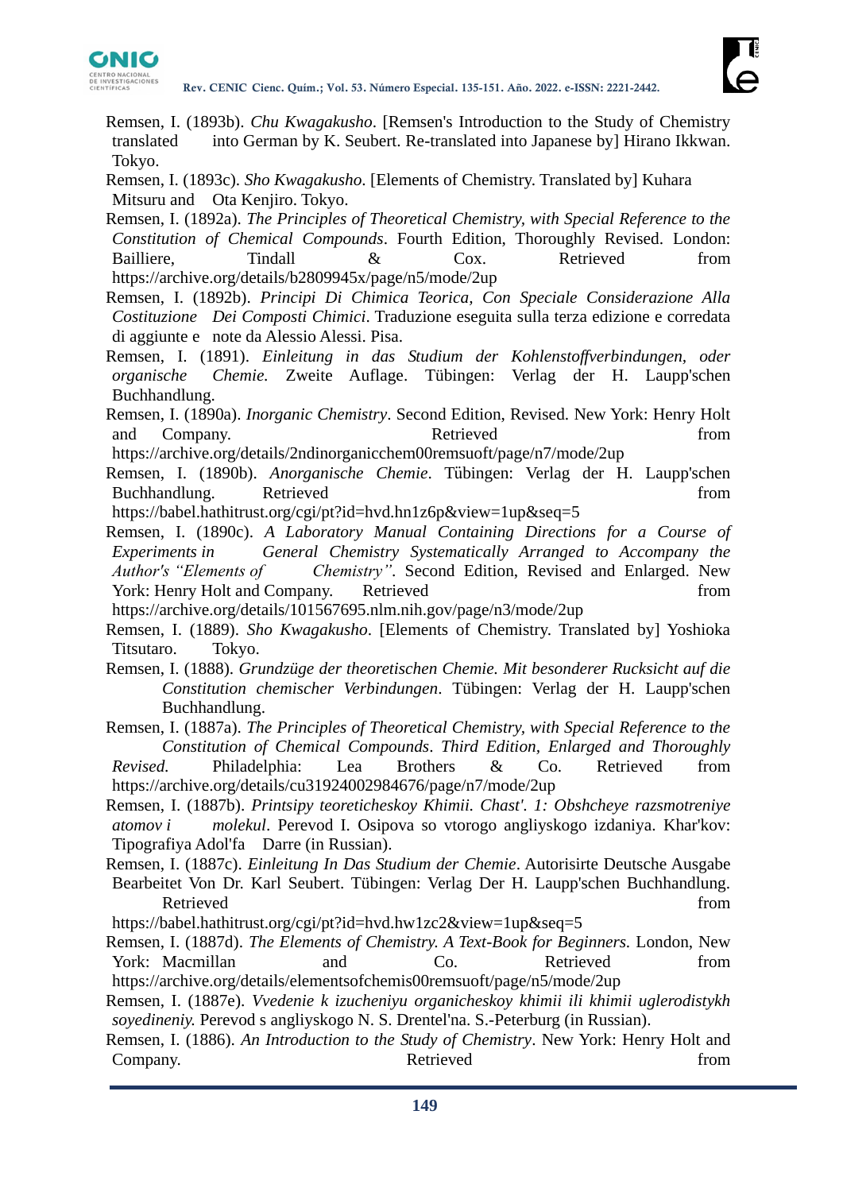Remsen, I. (1893b). *Chu Kwagakusho*. [Remsen's Introduction to the Study of Chemistry translated into German by K. Seubert. Re-translated into Japanese by] Hirano Ikkwan. Tokyo.

Remsen, I. (1893c). *Sho Kwagakusho*. [Elements of Chemistry. Translated by] Kuhara Mitsuru and Ota Kenjiro. Tokyo.

Remsen, I. (1892a). *The Principles of Theoretical Chemistry, with Special Reference to the Constitution of Chemical Compounds*. Fourth Edition, Thoroughly Revised. London: Bailliere, Tindall & Cox. Retrieved from https://archive.org/details/b2809945x/page/n5/mode/2up

Remsen, I. (1892b). *Principi Di Chimica Teorica, Con Speciale Considerazione Alla Costituzione Dei Composti Chimici*. Traduzione eseguita sulla terza edizione e corredata di aggiunte e note da Alessio Alessi. Pisa.

Remsen, I. (1891). *Einleitung in das Studium der Kohlenstoffverbindungen, oder organische Chemie.* Zweite Auflage. Tübingen: Verlag der H. Laupp'schen Buchhandlung.

Remsen, I. (1890a). *Inorganic Chemistry*. Second Edition, Revised. New York: Henry Holt and Company. Retrieved from https://archive.org/details/2ndinorganicchem00remsuoft/page/n7/mode/2up

Remsen, I. (1890b). *Anorganische Chemie*. Tübingen: Verlag der H. Laupp'schen Buchhandlung. Retrieved from https://babel.hathitrust.org/cgi/pt?id=hvd.hn1z6p&view=1up&seq=5

Remsen, I. (1890c). *A Laboratory Manual Containing Directions for a Course of Experiments in General Chemistry Systematically Arranged to Accompany the Author's "Elements of Chemistry"*. Second Edition, Revised and Enlarged. New York: Henry Holt and Company. Retrieved from https://archive.org/details/101567695.nlm.nih.gov/page/n3/mode/2up

Remsen, I. (1889). *Sho Kwagakusho*. [Elements of Chemistry. Translated by] Yoshioka Titsutaro. Tokyo.

Remsen, I. (1888). *Grundzüge der theoretischen Chemie. Mit besonderer Rucksicht auf die Constitution chemischer Verbindungen*. Tübingen: Verlag der H. Laupp'schen Buchhandlung.

Remsen, I. (1887a). *The Principles of Theoretical Chemistry, with Special Reference to the Constitution of Chemical Compounds*. *Third Edition, Enlarged and Thoroughly Revised.* Philadelphia: Lea Brothers & Co. Retrieved from https://archive.org/details/cu31924002984676/page/n7/mode/2up

Remsen, I. (1887b). *Printsipy teoreticheskoy Khimii. Chast'. 1: Obshcheye razsmotreniye atomov i molekul*. Perevod I. Osipova so vtorogo angliyskogo izdaniya. Khar'kov: Tipografiya Adol'fa Darre (in Russian).

Remsen, I. (1887c). *Einleitung In Das Studium der Chemie*. Autorisirte Deutsche Ausgabe Bearbeitet Von Dr. Karl Seubert. Tübingen: Verlag Der H. Laupp'schen Buchhandlung. Retrieved from https://babel.hathitrust.org/cgi/pt?id=hvd.hw1zc2&view=1up&seq=5

Remsen, I. (1887d). *The Elements of Chemistry. A Text-Book for Beginners.* London, New York: Macmillan and Co. Retrieved from https://archive.org/details/elementsofchemis00remsuoft/page/n5/mode/2up

Remsen, I. (1887e). *Vvedenie k izucheniyu organicheskoy khimii ili khimii uglerodistykh soyedineniy.* Perevod s angliyskogo N. S. Drentel'na. S.-Peterburg (in Russian).

Remsen, I. (1886). *An Introduction to the Study of Chemistry*. New York: Henry Holt and Company. Retrieved from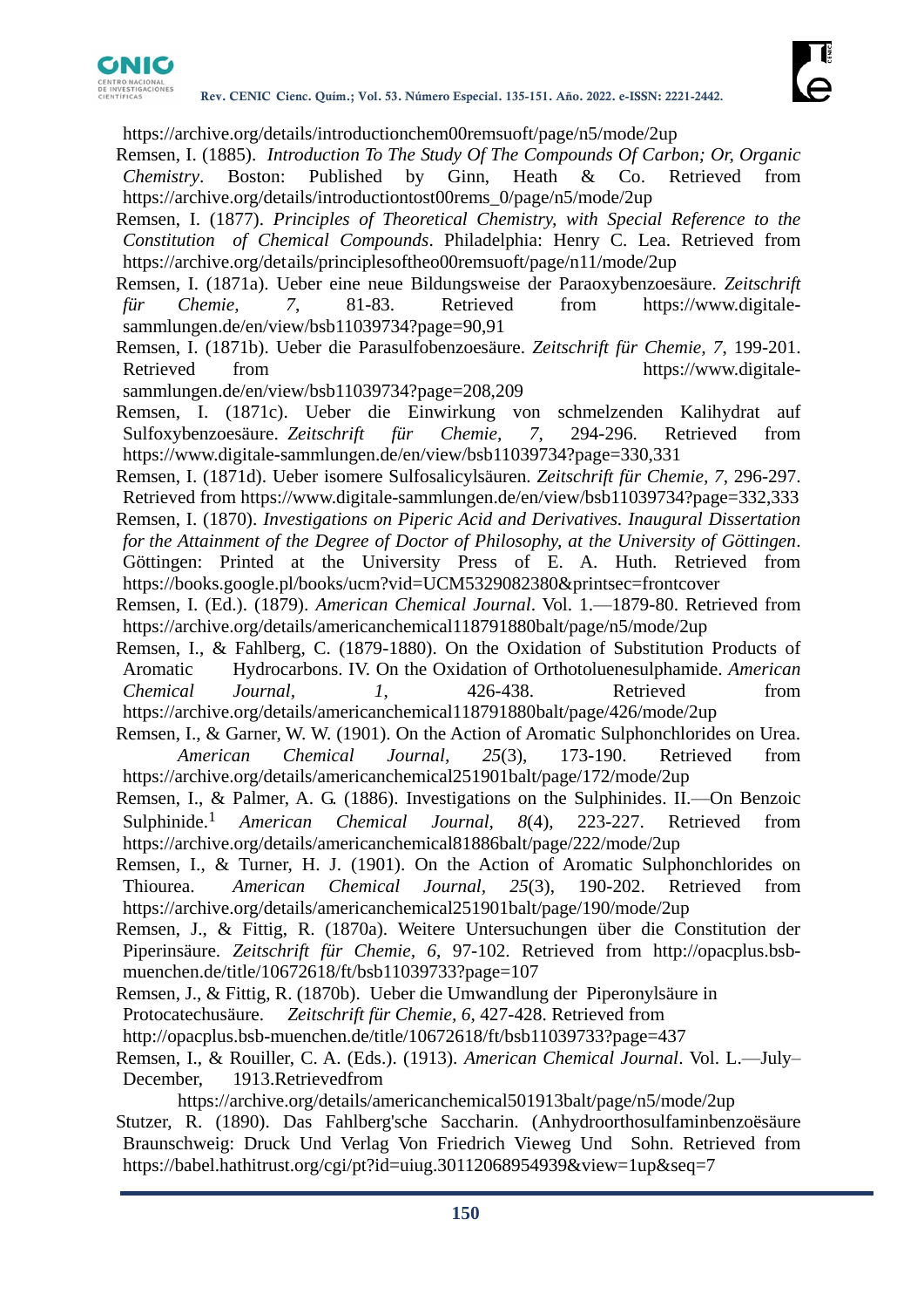https://archive.org/details/introductionchem00remsuoft/page/n5/mode/2up

Remsen, I. (1885). *Introduction To The Study Of The Compounds Of Carbon; Or, Organic Chemistry*. Boston: Published by Ginn, Heath & Co. Retrieved from https://archive.org/details/introductiontost00rems_0/page/n5/mode/2up

Remsen, I. (1877). *Principles of Theoretical Chemistry, with Special Reference to the Constitution of Chemical Compounds*. Philadelphia: Henry C. Lea. Retrieved from https://archive.org/details/principlesoftheo00remsuoft/page/n11/mode/2up

Remsen, I. (1871a). Ueber eine neue Bildungsweise der Paraoxybenzoesäure. *Zeitschrift für Chemie, 7*, 81-83. Retrieved from https://www.digitale-sammlungen.de/en/view/bsb11039734?page=90,91

Remsen, I. (1871b). Ueber die Parasulfobenzoesäure. *Zeitschrift für Chemie, 7*, 199-201. Retrieved from https://www.digitale-sammlungen.de/en/view/bsb11039734?page=208,209

Remsen, I. (1871c). Ueber die Einwirkung von schmelzenden Kalihydrat auf Sulfoxybenzoesäure. *Zeitschrift für Chemie, 7*, 294-296. Retrieved from https://www.digitale-sammlungen.de/en/view/bsb11039734?page=330,331

Remsen, I. (1871d). Ueber isomere Sulfosalicylsäuren. *Zeitschrift für Chemie, 7*, 296-297. Retrieved from https://www.digitale-sammlungen.de/en/view/bsb11039734?page=332,333

Remsen, I. (1870). *Investigations on Piperic Acid and Derivatives. Inaugural Dissertation for the Attainment of the Degree of Doctor of Philosophy, at the University of Göttingen*. Göttingen: Printed at the University Press of E. A. Huth. Retrieved from https://books.google.pl/books/ucm?vid=UCM5329082380&printsec=frontcover

Remsen, I. (Ed.). (1879). *American Chemical Journal*. Vol. 1.—1879-80. Retrieved from https://archive.org/details/americanchemical118791880balt/page/n5/mode/2up

Remsen, I., & Fahlberg, C. (1879-1880). On the Oxidation of Substitution Products of Aromatic Hydrocarbons. IV. On the Oxidation of Orthotoluenesulphamide. *American Chemical Journal, 1*, 426-438. Retrieved from https://archive.org/details/americanchemical118791880balt/page/426/mode/2up

Remsen, I., & Garner, W. W. (1901). On the Action of Aromatic Sulphonchlorides on Urea. *American Chemical Journal, 25*(3), 173-190. Retrieved from https://archive.org/details/americanchemical251901balt/page/172/mode/2up

Remsen, I., & Palmer, A. G. (1886). Investigations on the Sulphinides. II.—On Benzoic Sulphinide.[1] *American Chemical Journal, 8*(4), 223-227. Retrieved from https://archive.org/details/americanchemical81886balt/page/222/mode/2up

Remsen, I., & Turner, H. J. (1901). On the Action of Aromatic Sulphonchlorides on Thiourea. *American Chemical Journal, 25*(3), 190-202. Retrieved from https://archive.org/details/americanchemical251901balt/page/190/mode/2up

Remsen, J., & Fittig, R. (1870a). Weitere Untersuchungen über die Constitution der Piperinsäure. *Zeitschrift für Chemie, 6*, 97-102. Retrieved from http://opacplus.bsb-muenchen.de/title/10672618/ft/bsb11039733?page=107

Remsen, J., & Fittig, R. (1870b). Ueber die Umwandlung der Piperonylsäure in Protocatechusäure. *Zeitschrift für Chemie, 6*, 427-428. Retrieved from http://opacplus.bsb-muenchen.de/title/10672618/ft/bsb11039733?page=437

Remsen, I., & Rouiller, C. A. (Eds.). (1913). *American Chemical Journal*. Vol. L.—July–December, 1913.Retrievedfrom https://archive.org/details/americanchemical501913balt/page/n5/mode/2up

Stutzer, R. (1890). Das Fahlberg'sche Saccharin. (Anhydroorthosulfaminbenzoësäure Braunschweig: Druck Und Verlag Von Friedrich Vieweg Und Sohn. Retrieved from https://babel.hathitrust.org/cgi/pt?id=uiug.30112068954939&view=1up&seq=7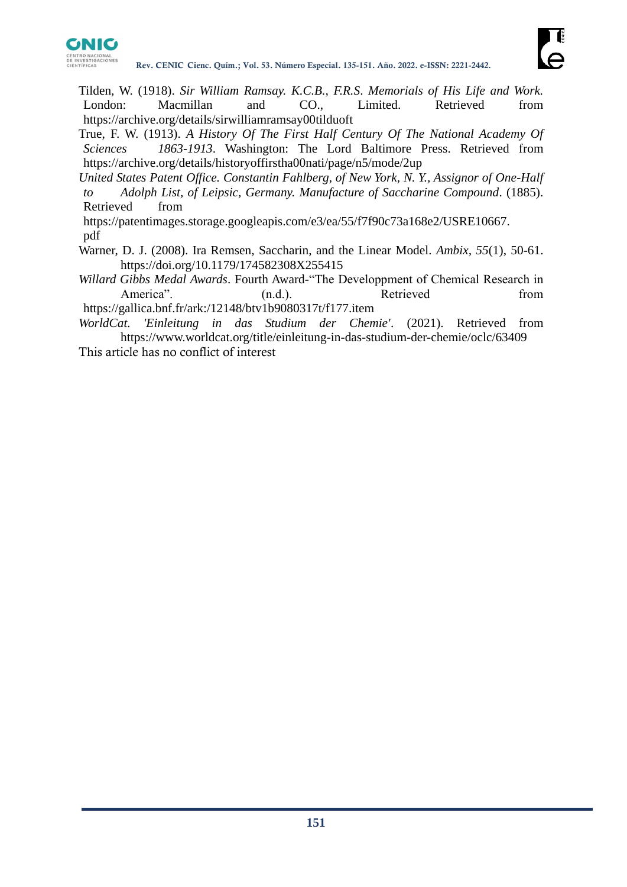Tilden, W. (1918). *Sir William Ramsay. K.C.B., F.R.S. Memorials of His Life and Work.* London: Macmillan and CO., Limited. Retrieved from https://archive.org/details/sirwilliamramsay00tilduoft

True, F. W. (1913). *A History Of The First Half Century Of The National Academy Of Sciences 1863-1913*. Washington: The Lord Baltimore Press. Retrieved from https://archive.org/details/historyoffirstha00nati/page/n5/mode/2up

*United States Patent Office. Constantin Fahlberg, of New York, N. Y., Assignor of One-Half to Adolph List, of Leipsic, Germany. Manufacture of Saccharine Compound*. (1885). Retrieved from https://patentimages.storage.googleapis.com/e3/ea/55/f7f90c73a168e2/USRE10667.pdf

Warner, D. J. (2008). Ira Remsen, Saccharin, and the Linear Model. *Ambix*, *55*(1), 50-61. https://doi.org/10.1179/174582308X255415

*Willard Gibbs Medal Awards*. Fourth Award-"The Developpment of Chemical Research in America". (n.d.). Retrieved from https://gallica.bnf.fr/ark:/12148/btv1b9080317t/f177.item

*WorldCat. 'Einleitung in das Studium der Chemie'*. (2021). Retrieved from https://www.worldcat.org/title/einleitung-in-das-studium-der-chemie/oclc/63409

This article has no conflict of interest